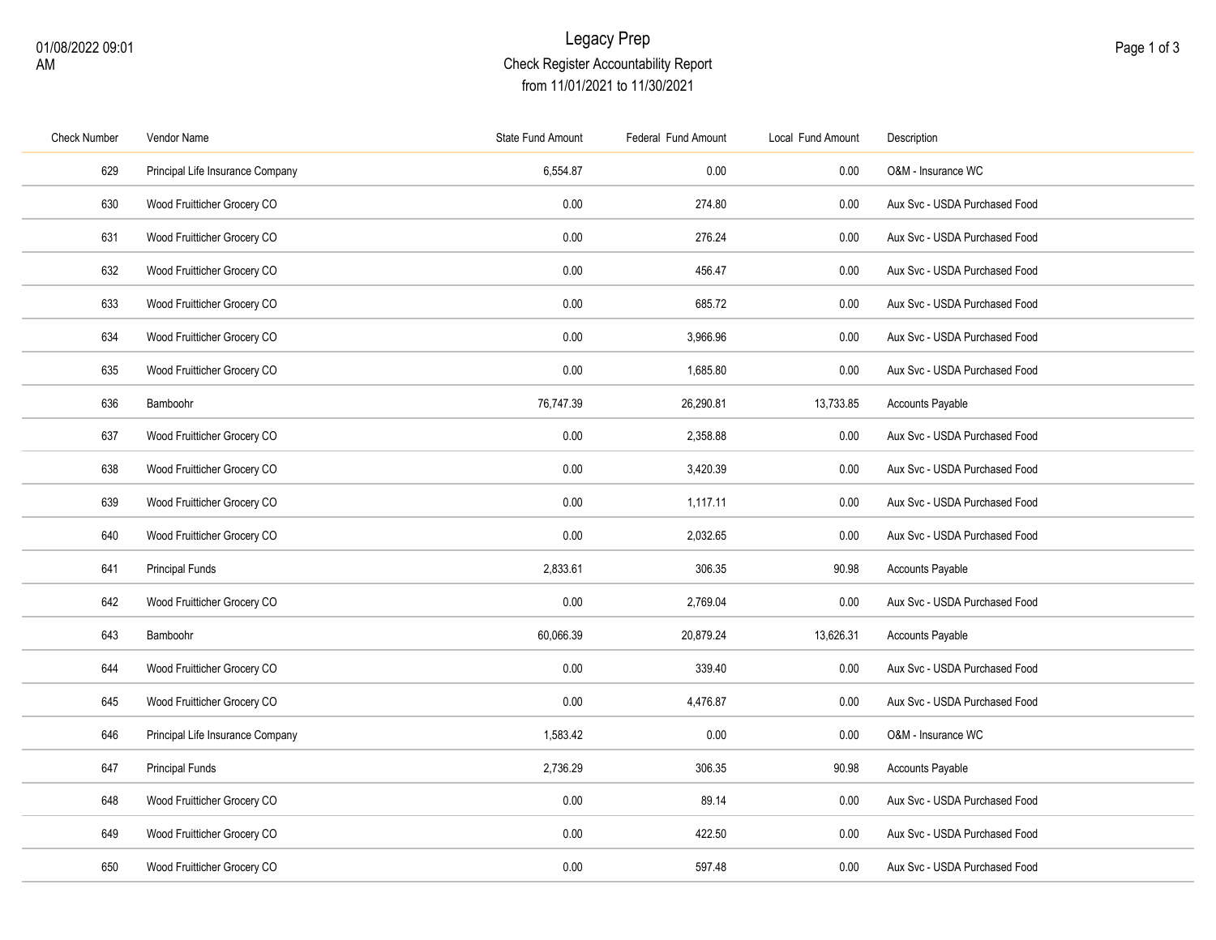# Legacy Prep

## Check Register Accountability Report

from 11/01/2021 to 11/30/2021

01/08/2022 09:01 AM

| Check Number | Vendor Name | State Fund Amount | Federal Fund Amount | Local Fund Amount | Description |
|---|---|---|---|---|---|
| 629 | Principal Life Insurance Company | 6,554.87 | 0.00 | 0.00 | O&M - Insurance WC |
| 630 | Wood Fruitticher Grocery CO | 0.00 | 274.80 | 0.00 | Aux Svc - USDA Purchased Food |
| 631 | Wood Fruitticher Grocery CO | 0.00 | 276.24 | 0.00 | Aux Svc - USDA Purchased Food |
| 632 | Wood Fruitticher Grocery CO | 0.00 | 456.47 | 0.00 | Aux Svc - USDA Purchased Food |
| 633 | Wood Fruitticher Grocery CO | 0.00 | 685.72 | 0.00 | Aux Svc - USDA Purchased Food |
| 634 | Wood Fruitticher Grocery CO | 0.00 | 3,966.96 | 0.00 | Aux Svc - USDA Purchased Food |
| 635 | Wood Fruitticher Grocery CO | 0.00 | 1,685.80 | 0.00 | Aux Svc - USDA Purchased Food |
| 636 | Bamboohr | 76,747.39 | 26,290.81 | 13,733.85 | Accounts Payable |
| 637 | Wood Fruitticher Grocery CO | 0.00 | 2,358.88 | 0.00 | Aux Svc - USDA Purchased Food |
| 638 | Wood Fruitticher Grocery CO | 0.00 | 3,420.39 | 0.00 | Aux Svc - USDA Purchased Food |
| 639 | Wood Fruitticher Grocery CO | 0.00 | 1,117.11 | 0.00 | Aux Svc - USDA Purchased Food |
| 640 | Wood Fruitticher Grocery CO | 0.00 | 2,032.65 | 0.00 | Aux Svc - USDA Purchased Food |
| 641 | Principal Funds | 2,833.61 | 306.35 | 90.98 | Accounts Payable |
| 642 | Wood Fruitticher Grocery CO | 0.00 | 2,769.04 | 0.00 | Aux Svc - USDA Purchased Food |
| 643 | Bamboohr | 60,066.39 | 20,879.24 | 13,626.31 | Accounts Payable |
| 644 | Wood Fruitticher Grocery CO | 0.00 | 339.40 | 0.00 | Aux Svc - USDA Purchased Food |
| 645 | Wood Fruitticher Grocery CO | 0.00 | 4,476.87 | 0.00 | Aux Svc - USDA Purchased Food |
| 646 | Principal Life Insurance Company | 1,583.42 | 0.00 | 0.00 | O&M - Insurance WC |
| 647 | Principal Funds | 2,736.29 | 306.35 | 90.98 | Accounts Payable |
| 648 | Wood Fruitticher Grocery CO | 0.00 | 89.14 | 0.00 | Aux Svc - USDA Purchased Food |
| 649 | Wood Fruitticher Grocery CO | 0.00 | 422.50 | 0.00 | Aux Svc - USDA Purchased Food |
| 650 | Wood Fruitticher Grocery CO | 0.00 | 597.48 | 0.00 | Aux Svc - USDA Purchased Food |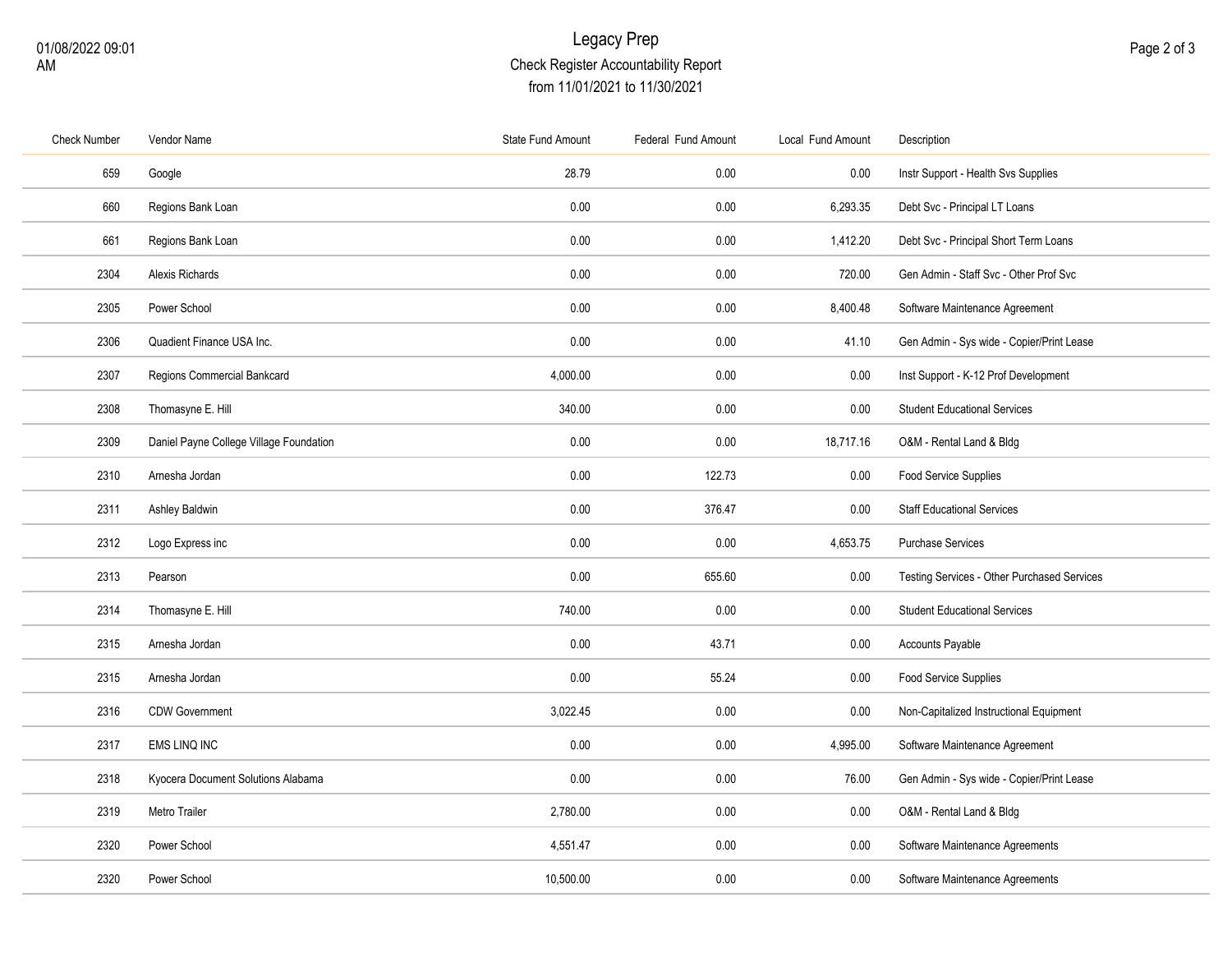# Legacy Prep

## Check Register Accountability Report

from 11/01/2021 to 11/30/2021

| Check Number | Vendor Name | State Fund Amount | Federal Fund Amount | Local Fund Amount | Description |
|---|---|---|---|---|---|
| 659 | Google | 28.79 | 0.00 | 0.00 | Instr Support - Health Svs Supplies |
| 660 | Regions Bank Loan | 0.00 | 0.00 | 6,293.35 | Debt Svc - Principal LT Loans |
| 661 | Regions Bank Loan | 0.00 | 0.00 | 1,412.20 | Debt Svc - Principal Short Term Loans |
| 2304 | Alexis Richards | 0.00 | 0.00 | 720.00 | Gen Admin - Staff Svc - Other Prof Svc |
| 2305 | Power School | 0.00 | 0.00 | 8,400.48 | Software Maintenance Agreement |
| 2306 | Quadient Finance USA Inc. | 0.00 | 0.00 | 41.10 | Gen Admin - Sys wide - Copier/Print Lease |
| 2307 | Regions Commercial Bankcard | 4,000.00 | 0.00 | 0.00 | Inst Support - K-12 Prof Development |
| 2308 | Thomasyne E. Hill | 340.00 | 0.00 | 0.00 | Student Educational Services |
| 2309 | Daniel Payne College Village Foundation | 0.00 | 0.00 | 18,717.16 | O&M - Rental Land & Bldg |
| 2310 | Arnesha Jordan | 0.00 | 122.73 | 0.00 | Food Service Supplies |
| 2311 | Ashley Baldwin | 0.00 | 376.47 | 0.00 | Staff Educational Services |
| 2312 | Logo Express inc | 0.00 | 0.00 | 4,653.75 | Purchase Services |
| 2313 | Pearson | 0.00 | 655.60 | 0.00 | Testing Services - Other Purchased Services |
| 2314 | Thomasyne E. Hill | 740.00 | 0.00 | 0.00 | Student Educational Services |
| 2315 | Arnesha Jordan | 0.00 | 43.71 | 0.00 | Accounts Payable |
| 2315 | Arnesha Jordan | 0.00 | 55.24 | 0.00 | Food Service Supplies |
| 2316 | CDW Government | 3,022.45 | 0.00 | 0.00 | Non-Capitalized Instructional Equipment |
| 2317 | EMS LINQ INC | 0.00 | 0.00 | 4,995.00 | Software Maintenance Agreement |
| 2318 | Kyocera Document Solutions Alabama | 0.00 | 0.00 | 76.00 | Gen Admin - Sys wide - Copier/Print Lease |
| 2319 | Metro Trailer | 2,780.00 | 0.00 | 0.00 | O&M - Rental Land & Bldg |
| 2320 | Power School | 4,551.47 | 0.00 | 0.00 | Software Maintenance Agreements |
| 2320 | Power School | 10,500.00 | 0.00 | 0.00 | Software Maintenance Agreements |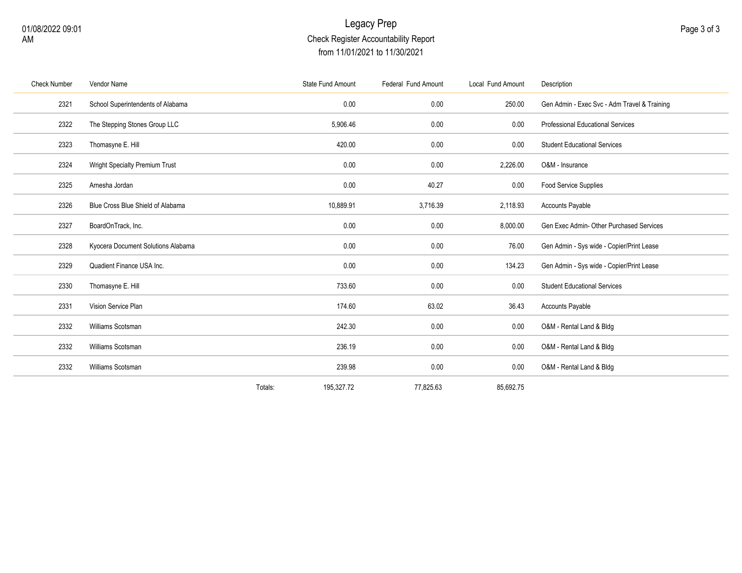# Legacy Prep

## Check Register Accountability Report

from 11/01/2021 to 11/30/2021

| Check Number | Vendor Name | State Fund Amount | Federal Fund Amount | Local Fund Amount | Description |
|---|---|---|---|---|---|
| 2321 | School Superintendents of Alabama | 0.00 | 0.00 | 250.00 | Gen Admin - Exec Svc - Adm Travel & Training |
| 2322 | The Stepping Stones Group LLC | 5,906.46 | 0.00 | 0.00 | Professional Educational Services |
| 2323 | Thomasyne E. Hill | 420.00 | 0.00 | 0.00 | Student Educational Services |
| 2324 | Wright Specialty Premium Trust | 0.00 | 0.00 | 2,226.00 | O&M - Insurance |
| 2325 | Arnesha Jordan | 0.00 | 40.27 | 0.00 | Food Service Supplies |
| 2326 | Blue Cross Blue Shield of Alabama | 10,889.91 | 3,716.39 | 2,118.93 | Accounts Payable |
| 2327 | BoardOnTrack, Inc. | 0.00 | 0.00 | 8,000.00 | Gen Exec Admin- Other Purchased Services |
| 2328 | Kyocera Document Solutions Alabama | 0.00 | 0.00 | 76.00 | Gen Admin - Sys wide - Copier/Print Lease |
| 2329 | Quadient Finance USA Inc. | 0.00 | 0.00 | 134.23 | Gen Admin - Sys wide - Copier/Print Lease |
| 2330 | Thomasyne E. Hill | 733.60 | 0.00 | 0.00 | Student Educational Services |
| 2331 | Vision Service Plan | 174.60 | 63.02 | 36.43 | Accounts Payable |
| 2332 | Williams Scotsman | 242.30 | 0.00 | 0.00 | O&M - Rental Land & Bldg |
| 2332 | Williams Scotsman | 236.19 | 0.00 | 0.00 | O&M - Rental Land & Bldg |
| 2332 | Williams Scotsman | 239.98 | 0.00 | 0.00 | O&M - Rental Land & Bldg |
| | Totals: | 195,327.72 | 77,825.63 | 85,692.75 | |